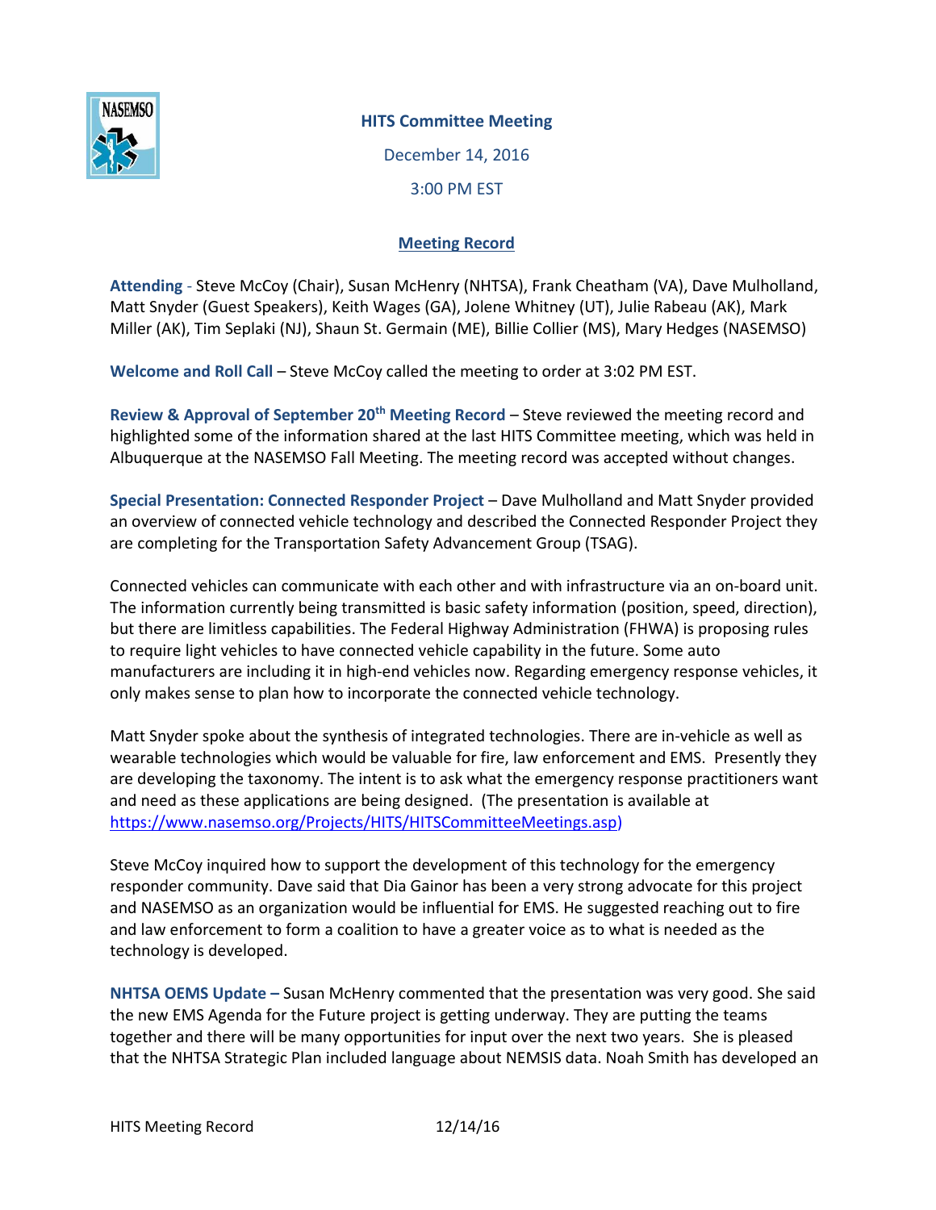# HITS Committee Meeting

December 14, 2016

3:00 PM EST

## Meeting Record

**Attending** - Steve McCoy (Chair), Susan McHenry (NHTSA), Frank Cheatham (VA), Dave Mulholland, Matt Snyder (Guest Speakers), Keith Wages (GA), Jolene Whitney (UT), Julie Rabeau (AK), Mark Miller (AK), Tim Seplaki (NJ), Shaun St. Germain (ME), Billie Collier (MS), Mary Hedges (NASEMSO)

**Welcome and Roll Call** – Steve McCoy called the meeting to order at 3:02 PM EST.

**Review & Approval of September 20th Meeting Record** – Steve reviewed the meeting record and highlighted some of the information shared at the last HITS Committee meeting, which was held in Albuquerque at the NASEMSO Fall Meeting. The meeting record was accepted without changes.

**Special Presentation: Connected Responder Project** – Dave Mulholland and Matt Snyder provided an overview of connected vehicle technology and described the Connected Responder Project they are completing for the Transportation Safety Advancement Group (TSAG).

Connected vehicles can communicate with each other and with infrastructure via an on-board unit. The information currently being transmitted is basic safety information (position, speed, direction), but there are limitless capabilities. The Federal Highway Administration (FHWA) is proposing rules to require light vehicles to have connected vehicle capability in the future. Some auto manufacturers are including it in high-end vehicles now. Regarding emergency response vehicles, it only makes sense to plan how to incorporate the connected vehicle technology.

Matt Snyder spoke about the synthesis of integrated technologies. There are in-vehicle as well as wearable technologies which would be valuable for fire, law enforcement and EMS. Presently they are developing the taxonomy. The intent is to ask what the emergency response practitioners want and need as these applications are being designed. (The presentation is available at https://www.nasemso.org/Projects/HITS/HITSCommitteeMeetings.asp)

Steve McCoy inquired how to support the development of this technology for the emergency responder community. Dave said that Dia Gainor has been a very strong advocate for this project and NASEMSO as an organization would be influential for EMS. He suggested reaching out to fire and law enforcement to form a coalition to have a greater voice as to what is needed as the technology is developed.

**NHTSA OEMS Update –** Susan McHenry commented that the presentation was very good. She said the new EMS Agenda for the Future project is getting underway. They are putting the teams together and there will be many opportunities for input over the next two years. She is pleased that the NHTSA Strategic Plan included language about NEMSIS data. Noah Smith has developed an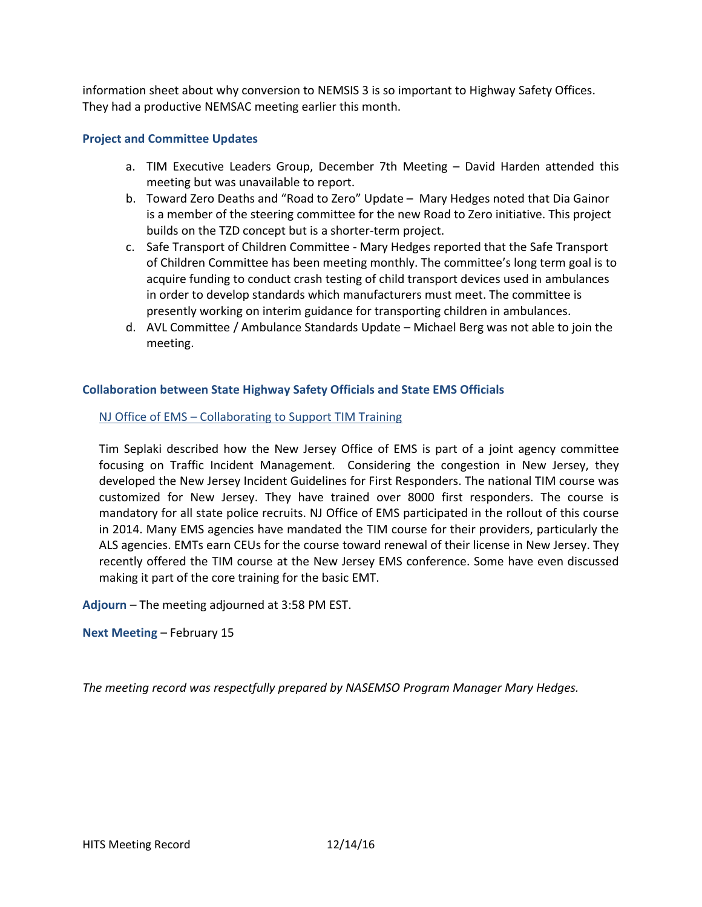information sheet about why conversion to NEMSIS 3 is so important to Highway Safety Offices. They had a productive NEMSAC meeting earlier this month.

### Project and Committee Updates

a. TIM Executive Leaders Group, December 7th Meeting – David Harden attended this meeting but was unavailable to report.
b. Toward Zero Deaths and "Road to Zero" Update – Mary Hedges noted that Dia Gainor is a member of the steering committee for the new Road to Zero initiative. This project builds on the TZD concept but is a shorter-term project.
c. Safe Transport of Children Committee - Mary Hedges reported that the Safe Transport of Children Committee has been meeting monthly. The committee's long term goal is to acquire funding to conduct crash testing of child transport devices used in ambulances in order to develop standards which manufacturers must meet. The committee is presently working on interim guidance for transporting children in ambulances.
d. AVL Committee / Ambulance Standards Update – Michael Berg was not able to join the meeting.

### Collaboration between State Highway Safety Officials and State EMS Officials

NJ Office of EMS – Collaborating to Support TIM Training

Tim Seplaki described how the New Jersey Office of EMS is part of a joint agency committee focusing on Traffic Incident Management. Considering the congestion in New Jersey, they developed the New Jersey Incident Guidelines for First Responders. The national TIM course was customized for New Jersey. They have trained over 8000 first responders. The course is mandatory for all state police recruits. NJ Office of EMS participated in the rollout of this course in 2014. Many EMS agencies have mandated the TIM course for their providers, particularly the ALS agencies. EMTs earn CEUs for the course toward renewal of their license in New Jersey. They recently offered the TIM course at the New Jersey EMS conference. Some have even discussed making it part of the core training for the basic EMT.

**Adjourn** – The meeting adjourned at 3:58 PM EST.

**Next Meeting** – February 15

*The meeting record was respectfully prepared by NASEMSO Program Manager Mary Hedges.*